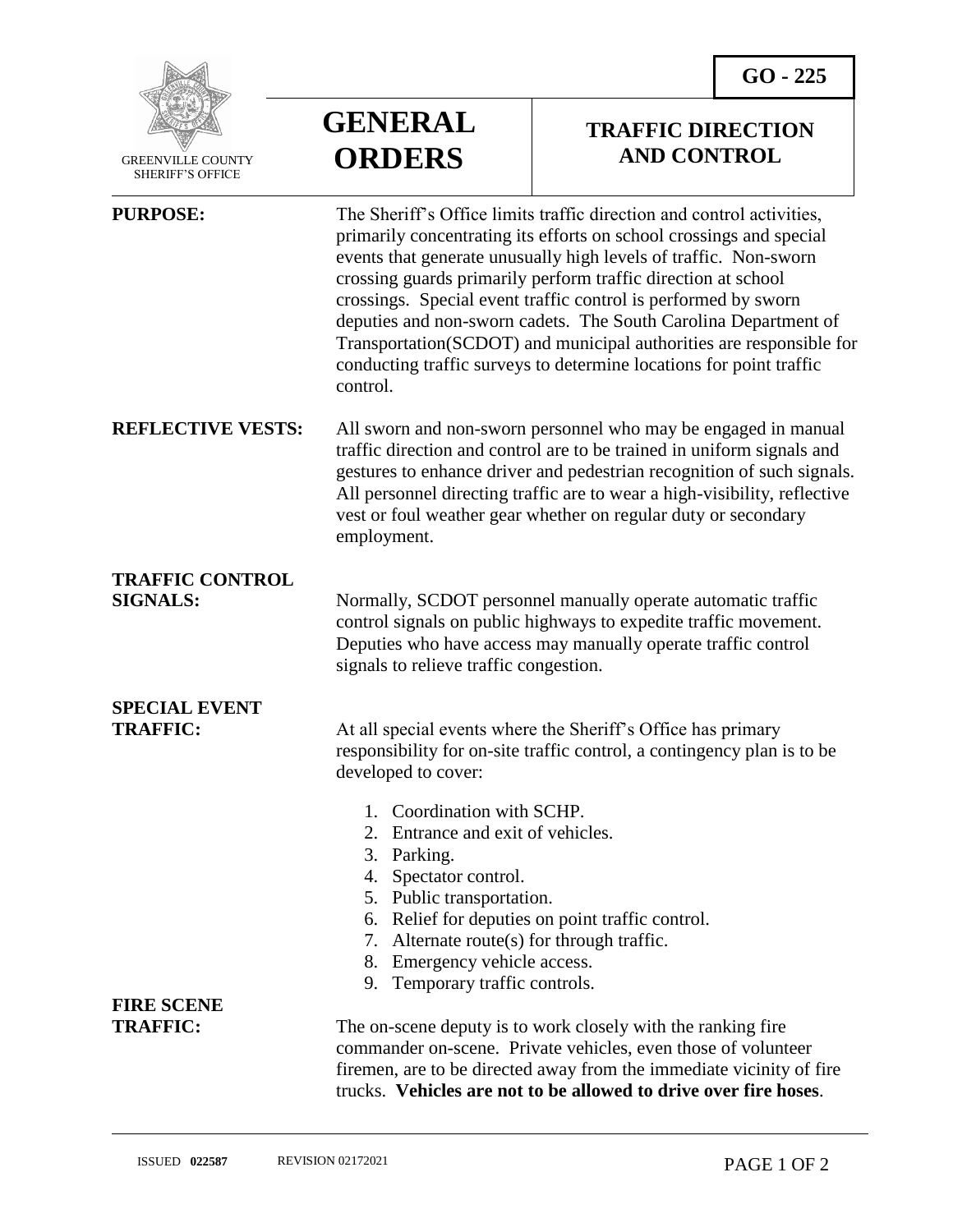GO - 225

GREENVILLE COUNTY SHERIFF'S OFFICE

# GENERAL ORDERS

## TRAFFIC DIRECTION AND CONTROL

**PURPOSE:** The Sheriff's Office limits traffic direction and control activities, primarily concentrating its efforts on school crossings and special events that generate unusually high levels of traffic. Non-sworn crossing guards primarily perform traffic direction at school crossings. Special event traffic control is performed by sworn deputies and non-sworn cadets. The South Carolina Department of Transportation(SCDOT) and municipal authorities are responsible for conducting traffic surveys to determine locations for point traffic control.

**REFLECTIVE VESTS:** All sworn and non-sworn personnel who may be engaged in manual traffic direction and control are to be trained in uniform signals and gestures to enhance driver and pedestrian recognition of such signals. All personnel directing traffic are to wear a high-visibility, reflective vest or foul weather gear whether on regular duty or secondary employment.

**TRAFFIC CONTROL SIGNALS:** Normally, SCDOT personnel manually operate automatic traffic control signals on public highways to expedite traffic movement. Deputies who have access may manually operate traffic control signals to relieve traffic congestion.

**SPECIAL EVENT TRAFFIC:** At all special events where the Sheriff's Office has primary responsibility for on-site traffic control, a contingency plan is to be developed to cover:

1. Coordination with SCHP.
2. Entrance and exit of vehicles.
3. Parking.
4. Spectator control.
5. Public transportation.
6. Relief for deputies on point traffic control.
7. Alternate route(s) for through traffic.
8. Emergency vehicle access.
9. Temporary traffic controls.

**FIRE SCENE TRAFFIC:** The on-scene deputy is to work closely with the ranking fire commander on-scene. Private vehicles, even those of volunteer firemen, are to be directed away from the immediate vicinity of fire trucks. **Vehicles are not to be allowed to drive over fire hoses**.

ISSUED **022587** REVISION 02172021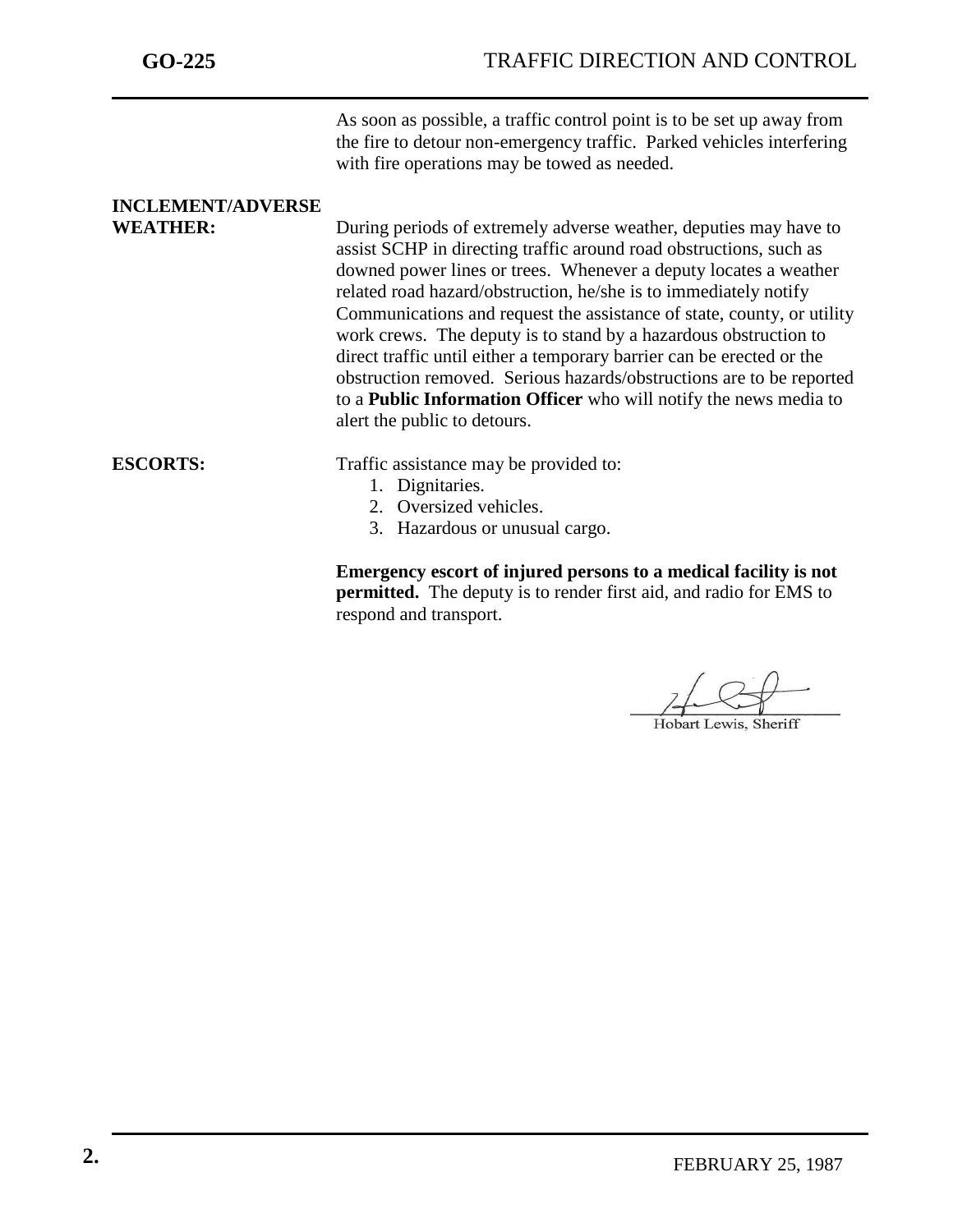As soon as possible, a traffic control point is to be set up away from the fire to detour non-emergency traffic. Parked vehicles interfering with fire operations may be towed as needed.

**INCLEMENT/ADVERSE WEATHER:**

During periods of extremely adverse weather, deputies may have to assist SCHP in directing traffic around road obstructions, such as downed power lines or trees. Whenever a deputy locates a weather related road hazard/obstruction, he/she is to immediately notify Communications and request the assistance of state, county, or utility work crews. The deputy is to stand by a hazardous obstruction to direct traffic until either a temporary barrier can be erected or the obstruction removed. Serious hazards/obstructions are to be reported to a **Public Information Officer** who will notify the news media to alert the public to detours.

**ESCORTS:**

Traffic assistance may be provided to:

1. Dignitaries.
2. Oversized vehicles.
3. Hazardous or unusual cargo.

**Emergency escort of injured persons to a medical facility is not permitted.** The deputy is to render first aid, and radio for EMS to respond and transport.

Hobart Lewis, Sheriff

FEBRUARY 25, 1987